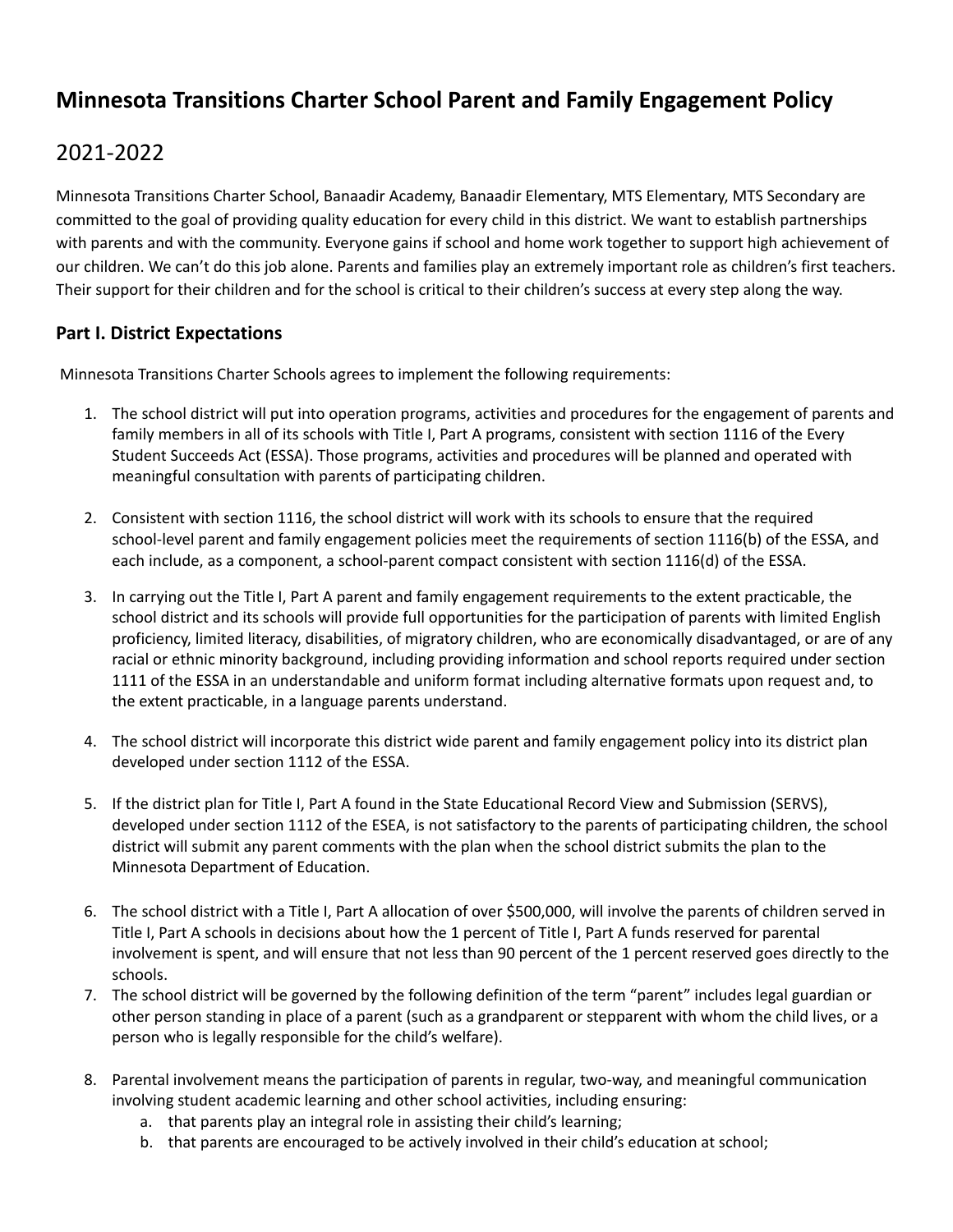# Minnesota Transitions Charter School Parent and Family Engagement Policy

## 2021-2022

Minnesota Transitions Charter School, Banaadir Academy, Banaadir Elementary, MTS Elementary, MTS Secondary are committed to the goal of providing quality education for every child in this district. We want to establish partnerships with parents and with the community. Everyone gains if school and home work together to support high achievement of our children. We can't do this job alone. Parents and families play an extremely important role as children's first teachers. Their support for their children and for the school is critical to their children's success at every step along the way.

### Part I. District Expectations

Minnesota Transitions Charter Schools agrees to implement the following requirements:

1. The school district will put into operation programs, activities and procedures for the engagement of parents and family members in all of its schools with Title I, Part A programs, consistent with section 1116 of the Every Student Succeeds Act (ESSA). Those programs, activities and procedures will be planned and operated with meaningful consultation with parents of participating children.

2. Consistent with section 1116, the school district will work with its schools to ensure that the required school-level parent and family engagement policies meet the requirements of section 1116(b) of the ESSA, and each include, as a component, a school-parent compact consistent with section 1116(d) of the ESSA.

3. In carrying out the Title I, Part A parent and family engagement requirements to the extent practicable, the school district and its schools will provide full opportunities for the participation of parents with limited English proficiency, limited literacy, disabilities, of migratory children, who are economically disadvantaged, or are of any racial or ethnic minority background, including providing information and school reports required under section 1111 of the ESSA in an understandable and uniform format including alternative formats upon request and, to the extent practicable, in a language parents understand.

4. The school district will incorporate this district wide parent and family engagement policy into its district plan developed under section 1112 of the ESSA.

5. If the district plan for Title I, Part A found in the State Educational Record View and Submission (SERVS), developed under section 1112 of the ESEA, is not satisfactory to the parents of participating children, the school district will submit any parent comments with the plan when the school district submits the plan to the Minnesota Department of Education.

6. The school district with a Title I, Part A allocation of over $500,000, will involve the parents of children served in Title I, Part A schools in decisions about how the 1 percent of Title I, Part A funds reserved for parental involvement is spent, and will ensure that not less than 90 percent of the 1 percent reserved goes directly to the schools.

7. The school district will be governed by the following definition of the term "parent" includes legal guardian or other person standing in place of a parent (such as a grandparent or stepparent with whom the child lives, or a person who is legally responsible for the child's welfare).

8. Parental involvement means the participation of parents in regular, two-way, and meaningful communication involving student academic learning and other school activities, including ensuring:
   a. that parents play an integral role in assisting their child's learning;
   b. that parents are encouraged to be actively involved in their child's education at school;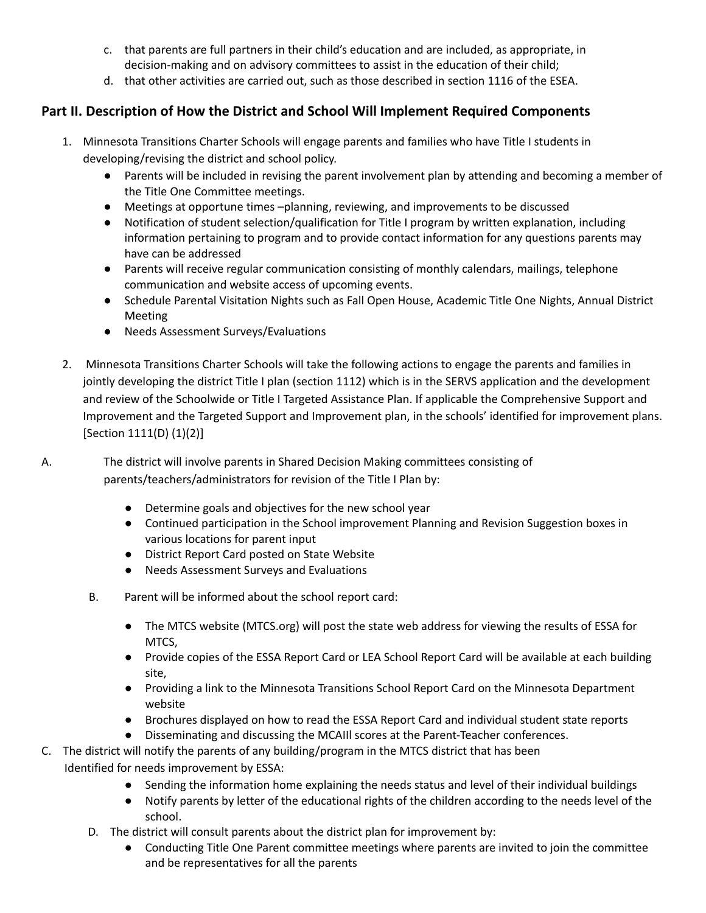c. that parents are full partners in their child's education and are included, as appropriate, in decision-making and on advisory committees to assist in the education of their child;
d. that other activities are carried out, such as those described in section 1116 of the ESEA.

## Part II. Description of How the District and School Will Implement Required Components

1. Minnesota Transitions Charter Schools will engage parents and families who have Title I students in developing/revising the district and school policy.
   - Parents will be included in revising the parent involvement plan by attending and becoming a member of the Title One Committee meetings.
   - Meetings at opportune times –planning, reviewing, and improvements to be discussed
   - Notification of student selection/qualification for Title I program by written explanation, including information pertaining to program and to provide contact information for any questions parents may have can be addressed
   - Parents will receive regular communication consisting of monthly calendars, mailings, telephone communication and website access of upcoming events.
   - Schedule Parental Visitation Nights such as Fall Open House, Academic Title One Nights, Annual District Meeting
   - Needs Assessment Surveys/Evaluations

2. Minnesota Transitions Charter Schools will take the following actions to engage the parents and families in jointly developing the district Title I plan (section 1112) which is in the SERVS application and the development and review of the Schoolwide or Title I Targeted Assistance Plan. If applicable the Comprehensive Support and Improvement and the Targeted Support and Improvement plan, in the schools' identified for improvement plans. [Section 1111(D) (1)(2)]

A. The district will involve parents in Shared Decision Making committees consisting of parents/teachers/administrators for revision of the Title I Plan by:

- Determine goals and objectives for the new school year
- Continued participation in the School improvement Planning and Revision Suggestion boxes in various locations for parent input
- District Report Card posted on State Website
- Needs Assessment Surveys and Evaluations

B. Parent will be informed about the school report card:

- The MTCS website (MTCS.org) will post the state web address for viewing the results of ESSA for MTCS,
- Provide copies of the ESSA Report Card or LEA School Report Card will be available at each building site,
- Providing a link to the Minnesota Transitions School Report Card on the Minnesota Department website
- Brochures displayed on how to read the ESSA Report Card and individual student state reports
- Disseminating and discussing the MCAIII scores at the Parent-Teacher conferences.

C. The district will notify the parents of any building/program in the MTCS district that has been Identified for needs improvement by ESSA:

- Sending the information home explaining the needs status and level of their individual buildings
- Notify parents by letter of the educational rights of the children according to the needs level of the school.

D. The district will consult parents about the district plan for improvement by:

- Conducting Title One Parent committee meetings where parents are invited to join the committee and be representatives for all the parents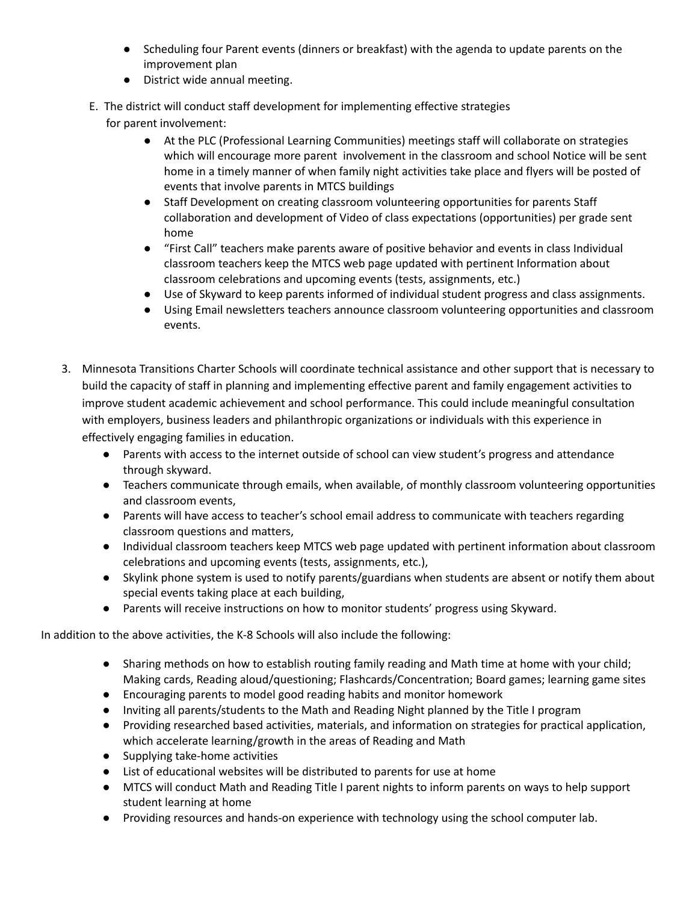- Scheduling four Parent events (dinners or breakfast) with the agenda to update parents on the improvement plan
- District wide annual meeting.

E. The district will conduct staff development for implementing effective strategies for parent involvement:

- At the PLC (Professional Learning Communities) meetings staff will collaborate on strategies which will encourage more parent involvement in the classroom and school Notice will be sent home in a timely manner of when family night activities take place and flyers will be posted of events that involve parents in MTCS buildings
- Staff Development on creating classroom volunteering opportunities for parents Staff collaboration and development of Video of class expectations (opportunities) per grade sent home
- "First Call" teachers make parents aware of positive behavior and events in class Individual classroom teachers keep the MTCS web page updated with pertinent Information about classroom celebrations and upcoming events (tests, assignments, etc.)
- Use of Skyward to keep parents informed of individual student progress and class assignments.
- Using Email newsletters teachers announce classroom volunteering opportunities and classroom events.

3. Minnesota Transitions Charter Schools will coordinate technical assistance and other support that is necessary to build the capacity of staff in planning and implementing effective parent and family engagement activities to improve student academic achievement and school performance. This could include meaningful consultation with employers, business leaders and philanthropic organizations or individuals with this experience in effectively engaging families in education.
   - Parents with access to the internet outside of school can view student's progress and attendance through skyward.
   - Teachers communicate through emails, when available, of monthly classroom volunteering opportunities and classroom events,
   - Parents will have access to teacher's school email address to communicate with teachers regarding classroom questions and matters,
   - Individual classroom teachers keep MTCS web page updated with pertinent information about classroom celebrations and upcoming events (tests, assignments, etc.),
   - Skylink phone system is used to notify parents/guardians when students are absent or notify them about special events taking place at each building,
   - Parents will receive instructions on how to monitor students' progress using Skyward.

In addition to the above activities, the K-8 Schools will also include the following:

- Sharing methods on how to establish routing family reading and Math time at home with your child; Making cards, Reading aloud/questioning; Flashcards/Concentration; Board games; learning game sites
- Encouraging parents to model good reading habits and monitor homework
- Inviting all parents/students to the Math and Reading Night planned by the Title I program
- Providing researched based activities, materials, and information on strategies for practical application, which accelerate learning/growth in the areas of Reading and Math
- Supplying take-home activities
- List of educational websites will be distributed to parents for use at home
- MTCS will conduct Math and Reading Title I parent nights to inform parents on ways to help support student learning at home
- Providing resources and hands-on experience with technology using the school computer lab.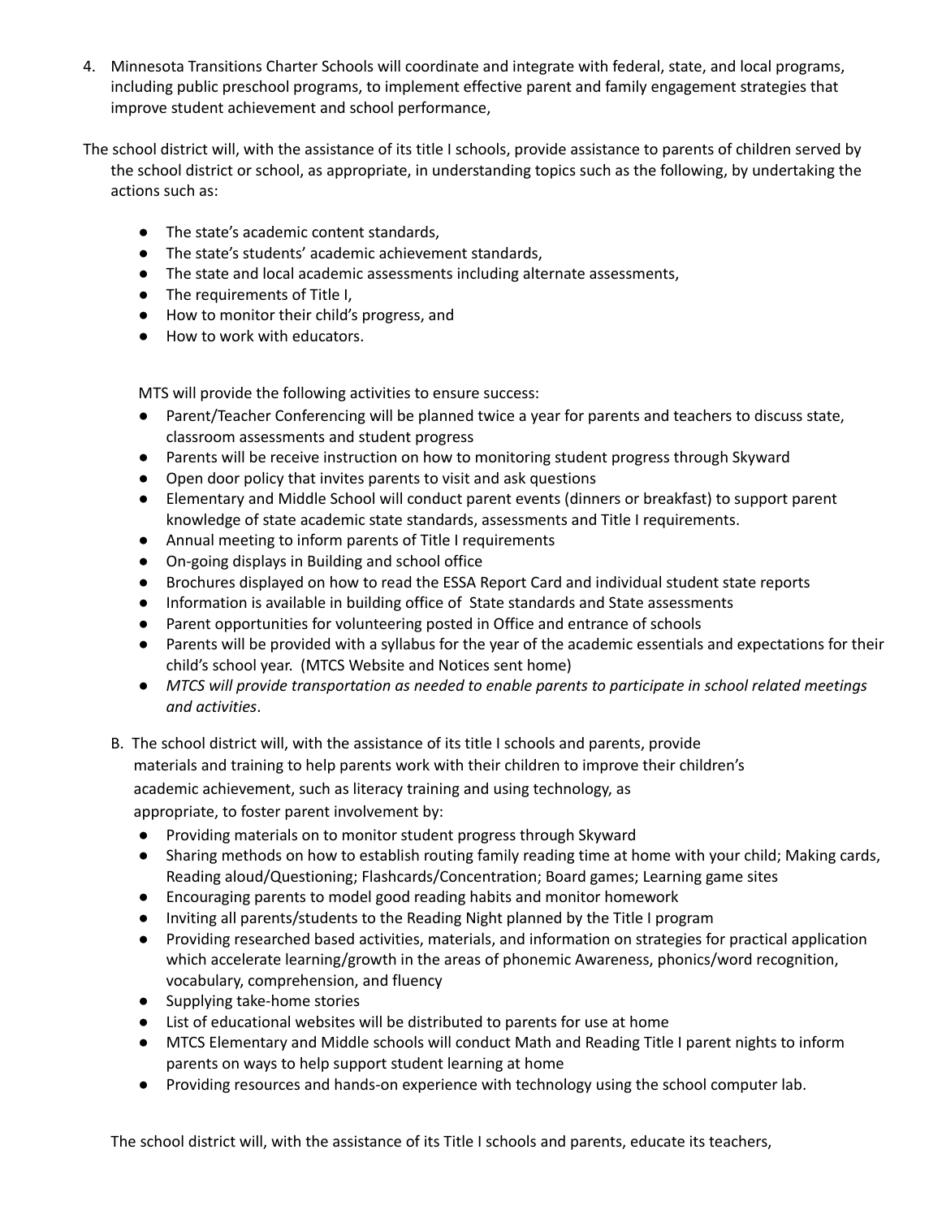4. Minnesota Transitions Charter Schools will coordinate and integrate with federal, state, and local programs, including public preschool programs, to implement effective parent and family engagement strategies that improve student achievement and school performance,

The school district will, with the assistance of its title I schools, provide assistance to parents of children served by the school district or school, as appropriate, in understanding topics such as the following, by undertaking the actions such as:

- The state's academic content standards,
- The state's students' academic achievement standards,
- The state and local academic assessments including alternate assessments,
- The requirements of Title I,
- How to monitor their child's progress, and
- How to work with educators.

MTS will provide the following activities to ensure success:

- Parent/Teacher Conferencing will be planned twice a year for parents and teachers to discuss state, classroom assessments and student progress
- Parents will be receive instruction on how to monitoring student progress through Skyward
- Open door policy that invites parents to visit and ask questions
- Elementary and Middle School will conduct parent events (dinners or breakfast) to support parent knowledge of state academic state standards, assessments and Title I requirements.
- Annual meeting to inform parents of Title I requirements
- On-going displays in Building and school office
- Brochures displayed on how to read the ESSA Report Card and individual student state reports
- Information is available in building office of State standards and State assessments
- Parent opportunities for volunteering posted in Office and entrance of schools
- Parents will be provided with a syllabus for the year of the academic essentials and expectations for their child's school year. (MTCS Website and Notices sent home)
- *MTCS will provide transportation as needed to enable parents to participate in school related meetings and activities*.

B. The school district will, with the assistance of its title I schools and parents, provide materials and training to help parents work with their children to improve their children's academic achievement, such as literacy training and using technology, as appropriate, to foster parent involvement by:

- Providing materials on to monitor student progress through Skyward
- Sharing methods on how to establish routing family reading time at home with your child; Making cards, Reading aloud/Questioning; Flashcards/Concentration; Board games; Learning game sites
- Encouraging parents to model good reading habits and monitor homework
- Inviting all parents/students to the Reading Night planned by the Title I program
- Providing researched based activities, materials, and information on strategies for practical application which accelerate learning/growth in the areas of phonemic Awareness, phonics/word recognition, vocabulary, comprehension, and fluency
- Supplying take-home stories
- List of educational websites will be distributed to parents for use at home
- MTCS Elementary and Middle schools will conduct Math and Reading Title I parent nights to inform parents on ways to help support student learning at home
- Providing resources and hands-on experience with technology using the school computer lab.

The school district will, with the assistance of its Title I schools and parents, educate its teachers,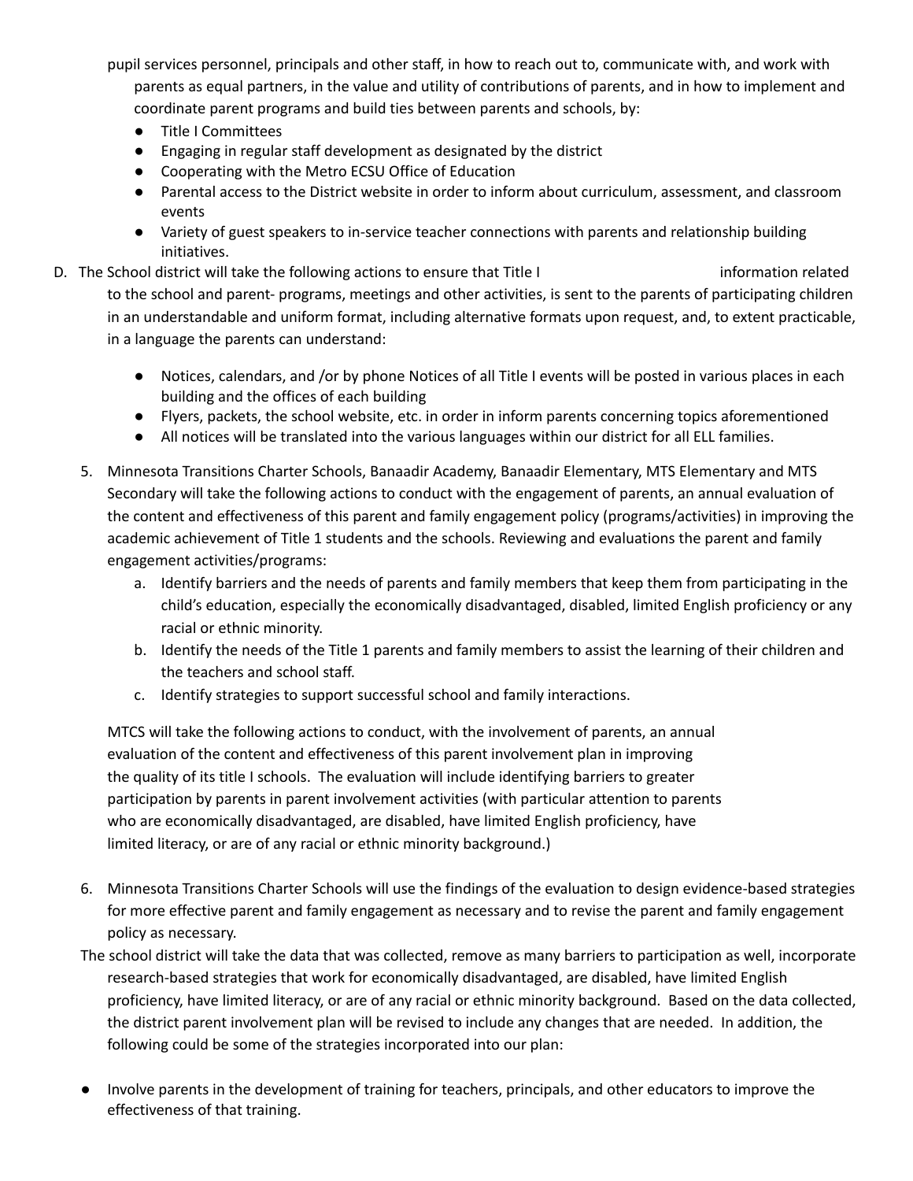pupil services personnel, principals and other staff, in how to reach out to, communicate with, and work with parents as equal partners, in the value and utility of contributions of parents, and in how to implement and coordinate parent programs and build ties between parents and schools, by:

- Title I Committees
- Engaging in regular staff development as designated by the district
- Cooperating with the Metro ECSU Office of Education
- Parental access to the District website in order to inform about curriculum, assessment, and classroom events
- Variety of guest speakers to in-service teacher connections with parents and relationship building initiatives.

D. The School district will take the following actions to ensure that Title I information related to the school and parent- programs, meetings and other activities, is sent to the parents of participating children in an understandable and uniform format, including alternative formats upon request, and, to extent practicable, in a language the parents can understand:

- Notices, calendars, and /or by phone Notices of all Title I events will be posted in various places in each building and the offices of each building
- Flyers, packets, the school website, etc. in order in inform parents concerning topics aforementioned
- All notices will be translated into the various languages within our district for all ELL families.

5. Minnesota Transitions Charter Schools, Banaadir Academy, Banaadir Elementary, MTS Elementary and MTS Secondary will take the following actions to conduct with the engagement of parents, an annual evaluation of the content and effectiveness of this parent and family engagement policy (programs/activities) in improving the academic achievement of Title 1 students and the schools. Reviewing and evaluations the parent and family engagement activities/programs:
   a. Identify barriers and the needs of parents and family members that keep them from participating in the child's education, especially the economically disadvantaged, disabled, limited English proficiency or any racial or ethnic minority.
   b. Identify the needs of the Title 1 parents and family members to assist the learning of their children and the teachers and school staff.
   c. Identify strategies to support successful school and family interactions.

   MTCS will take the following actions to conduct, with the involvement of parents, an annual evaluation of the content and effectiveness of this parent involvement plan in improving the quality of its title I schools. The evaluation will include identifying barriers to greater participation by parents in parent involvement activities (with particular attention to parents who are economically disadvantaged, are disabled, have limited English proficiency, have limited literacy, or are of any racial or ethnic minority background.)

6. Minnesota Transitions Charter Schools will use the findings of the evaluation to design evidence-based strategies for more effective parent and family engagement as necessary and to revise the parent and family engagement policy as necessary.

The school district will take the data that was collected, remove as many barriers to participation as well, incorporate research-based strategies that work for economically disadvantaged, are disabled, have limited English proficiency, have limited literacy, or are of any racial or ethnic minority background. Based on the data collected, the district parent involvement plan will be revised to include any changes that are needed. In addition, the following could be some of the strategies incorporated into our plan:

- Involve parents in the development of training for teachers, principals, and other educators to improve the effectiveness of that training.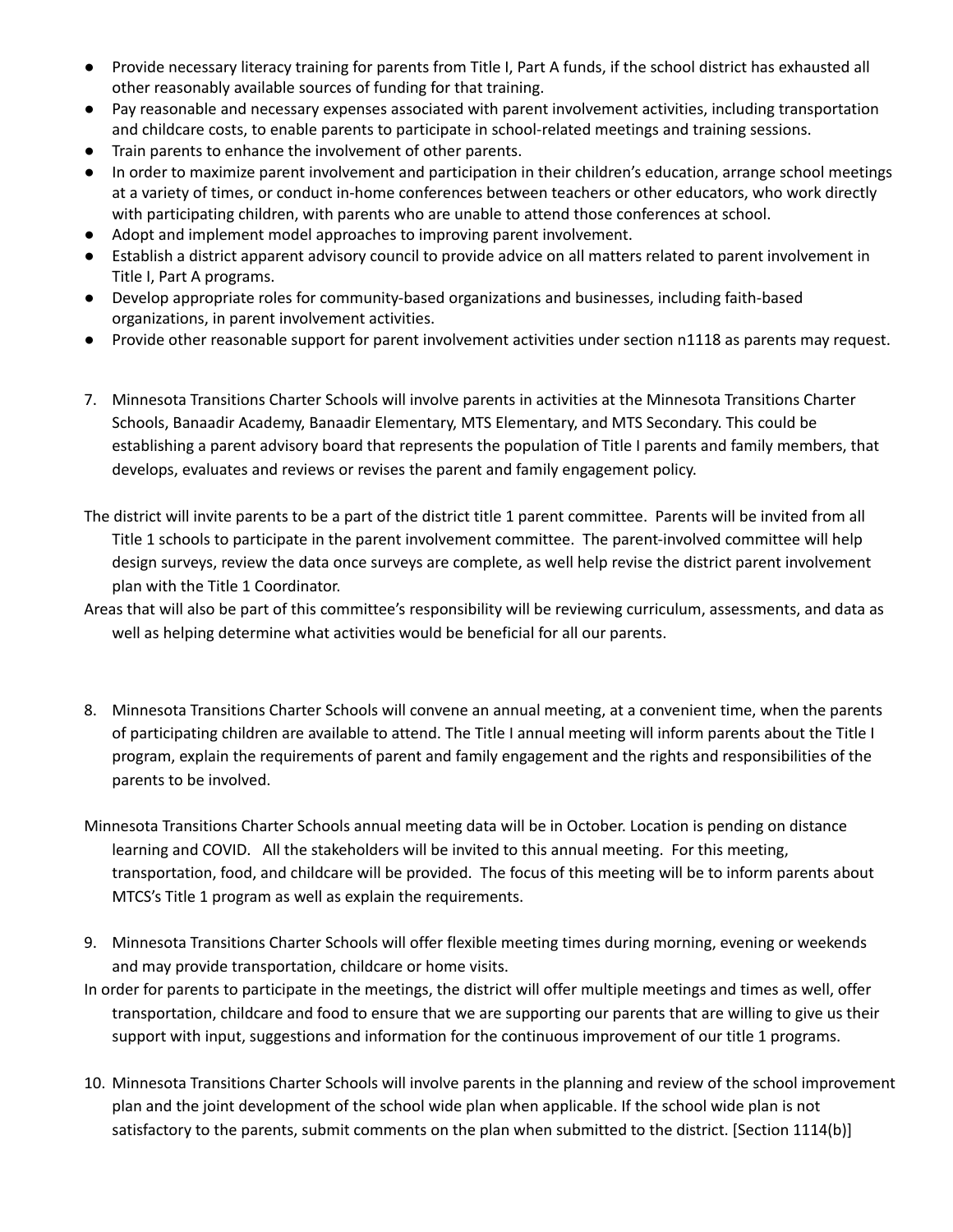- Provide necessary literacy training for parents from Title I, Part A funds, if the school district has exhausted all other reasonably available sources of funding for that training.
- Pay reasonable and necessary expenses associated with parent involvement activities, including transportation and childcare costs, to enable parents to participate in school-related meetings and training sessions.
- Train parents to enhance the involvement of other parents.
- In order to maximize parent involvement and participation in their children's education, arrange school meetings at a variety of times, or conduct in-home conferences between teachers or other educators, who work directly with participating children, with parents who are unable to attend those conferences at school.
- Adopt and implement model approaches to improving parent involvement.
- Establish a district apparent advisory council to provide advice on all matters related to parent involvement in Title I, Part A programs.
- Develop appropriate roles for community-based organizations and businesses, including faith-based organizations, in parent involvement activities.
- Provide other reasonable support for parent involvement activities under section n1118 as parents may request.

7. Minnesota Transitions Charter Schools will involve parents in activities at the Minnesota Transitions Charter Schools, Banaadir Academy, Banaadir Elementary, MTS Elementary, and MTS Secondary. This could be establishing a parent advisory board that represents the population of Title I parents and family members, that develops, evaluates and reviews or revises the parent and family engagement policy.

The district will invite parents to be a part of the district title 1 parent committee. Parents will be invited from all Title 1 schools to participate in the parent involvement committee. The parent-involved committee will help design surveys, review the data once surveys are complete, as well help revise the district parent involvement plan with the Title 1 Coordinator.

Areas that will also be part of this committee's responsibility will be reviewing curriculum, assessments, and data as well as helping determine what activities would be beneficial for all our parents.

8. Minnesota Transitions Charter Schools will convene an annual meeting, at a convenient time, when the parents of participating children are available to attend. The Title I annual meeting will inform parents about the Title I program, explain the requirements of parent and family engagement and the rights and responsibilities of the parents to be involved.

Minnesota Transitions Charter Schools annual meeting data will be in October. Location is pending on distance learning and COVID. All the stakeholders will be invited to this annual meeting. For this meeting, transportation, food, and childcare will be provided. The focus of this meeting will be to inform parents about MTCS's Title 1 program as well as explain the requirements.

9. Minnesota Transitions Charter Schools will offer flexible meeting times during morning, evening or weekends and may provide transportation, childcare or home visits.

In order for parents to participate in the meetings, the district will offer multiple meetings and times as well, offer transportation, childcare and food to ensure that we are supporting our parents that are willing to give us their support with input, suggestions and information for the continuous improvement of our title 1 programs.

10. Minnesota Transitions Charter Schools will involve parents in the planning and review of the school improvement plan and the joint development of the school wide plan when applicable. If the school wide plan is not satisfactory to the parents, submit comments on the plan when submitted to the district. [Section 1114(b)]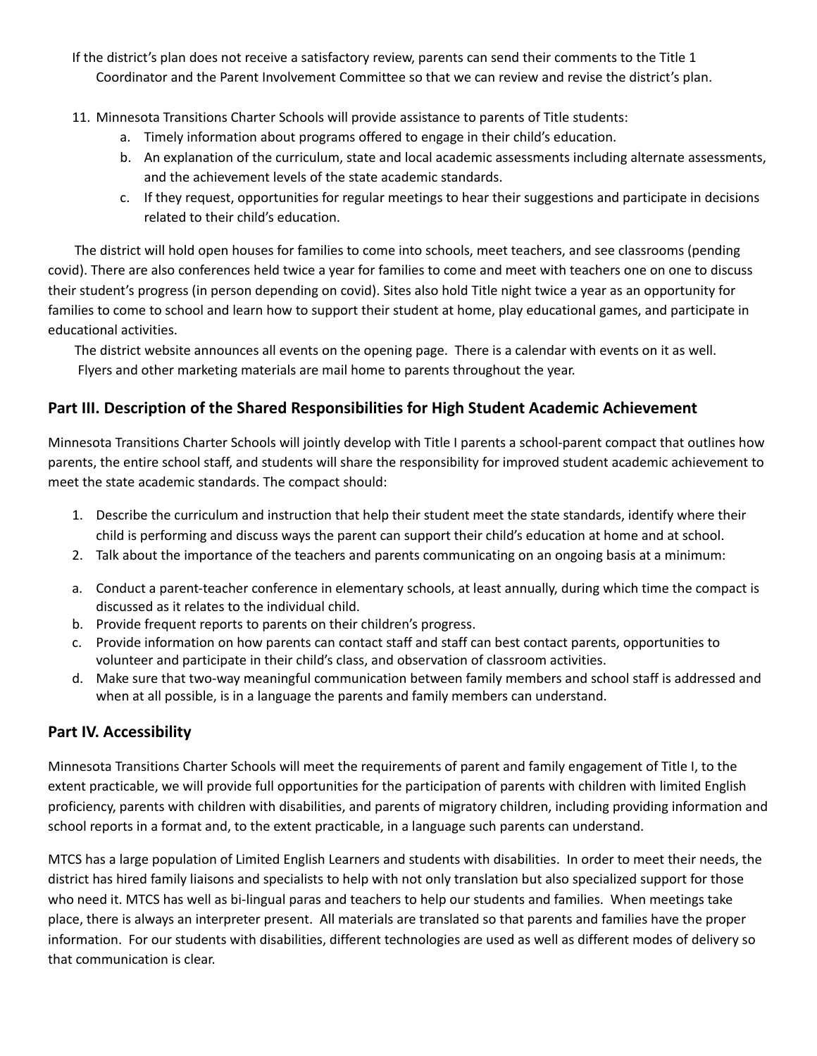If the district's plan does not receive a satisfactory review, parents can send their comments to the Title 1 Coordinator and the Parent Involvement Committee so that we can review and revise the district's plan.

11. Minnesota Transitions Charter Schools will provide assistance to parents of Title students:
    a. Timely information about programs offered to engage in their child's education.
    b. An explanation of the curriculum, state and local academic assessments including alternate assessments, and the achievement levels of the state academic standards.
    c. If they request, opportunities for regular meetings to hear their suggestions and participate in decisions related to their child's education.

The district will hold open houses for families to come into schools, meet teachers, and see classrooms (pending covid). There are also conferences held twice a year for families to come and meet with teachers one on one to discuss their student's progress (in person depending on covid). Sites also hold Title night twice a year as an opportunity for families to come to school and learn how to support their student at home, play educational games, and participate in educational activities.

The district website announces all events on the opening page. There is a calendar with events on it as well. Flyers and other marketing materials are mail home to parents throughout the year.

## Part III. Description of the Shared Responsibilities for High Student Academic Achievement

Minnesota Transitions Charter Schools will jointly develop with Title I parents a school-parent compact that outlines how parents, the entire school staff, and students will share the responsibility for improved student academic achievement to meet the state academic standards. The compact should:

1. Describe the curriculum and instruction that help their student meet the state standards, identify where their child is performing and discuss ways the parent can support their child's education at home and at school.
2. Talk about the importance of the teachers and parents communicating on an ongoing basis at a minimum:

a. Conduct a parent-teacher conference in elementary schools, at least annually, during which time the compact is discussed as it relates to the individual child.
b. Provide frequent reports to parents on their children's progress.
c. Provide information on how parents can contact staff and staff can best contact parents, opportunities to volunteer and participate in their child's class, and observation of classroom activities.
d. Make sure that two-way meaningful communication between family members and school staff is addressed and when at all possible, is in a language the parents and family members can understand.

## Part IV. Accessibility

Minnesota Transitions Charter Schools will meet the requirements of parent and family engagement of Title I, to the extent practicable, we will provide full opportunities for the participation of parents with children with limited English proficiency, parents with children with disabilities, and parents of migratory children, including providing information and school reports in a format and, to the extent practicable, in a language such parents can understand.

MTCS has a large population of Limited English Learners and students with disabilities. In order to meet their needs, the district has hired family liaisons and specialists to help with not only translation but also specialized support for those who need it. MTCS has well as bi-lingual paras and teachers to help our students and families. When meetings take place, there is always an interpreter present. All materials are translated so that parents and families have the proper information. For our students with disabilities, different technologies are used as well as different modes of delivery so that communication is clear.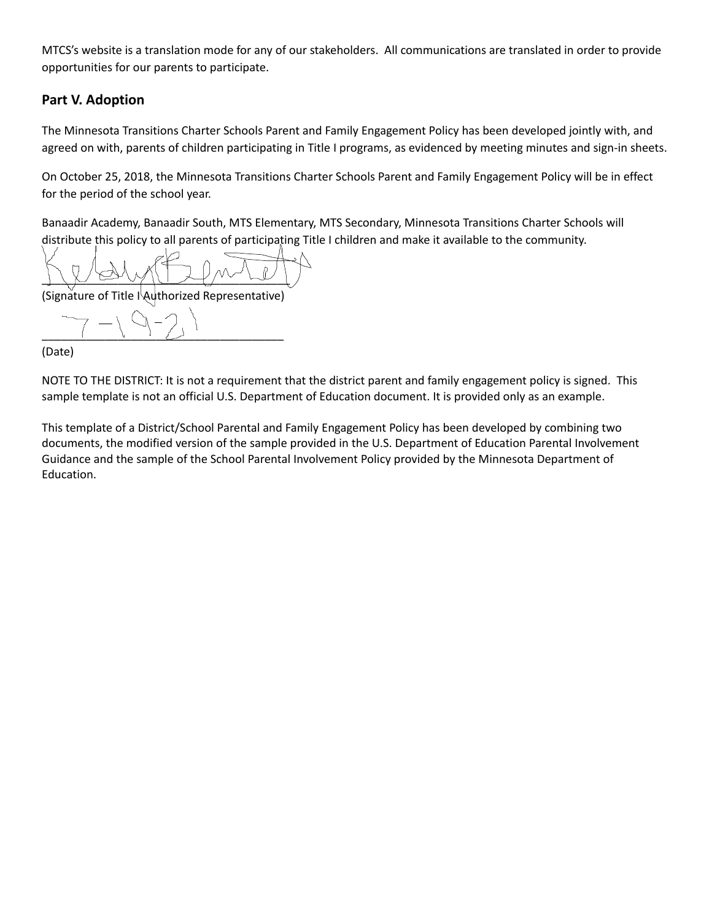MTCS's website is a translation mode for any of our stakeholders. All communications are translated in order to provide opportunities for our parents to participate.

## Part V. Adoption

The Minnesota Transitions Charter Schools Parent and Family Engagement Policy has been developed jointly with, and agreed on with, parents of children participating in Title I programs, as evidenced by meeting minutes and sign-in sheets.

On October 25, 2018, the Minnesota Transitions Charter Schools Parent and Family Engagement Policy will be in effect for the period of the school year.

Banaadir Academy, Banaadir South, MTS Elementary, MTS Secondary, Minnesota Transitions Charter Schools will distribute this policy to all parents of participating Title I children and make it available to the community.

_________________________________

(Signature of Title I Authorized Representative)

7-19-21
_________________________________

(Date)

NOTE TO THE DISTRICT: It is not a requirement that the district parent and family engagement policy is signed. This sample template is not an official U.S. Department of Education document. It is provided only as an example.

This template of a District/School Parental and Family Engagement Policy has been developed by combining two documents, the modified version of the sample provided in the U.S. Department of Education Parental Involvement Guidance and the sample of the School Parental Involvement Policy provided by the Minnesota Department of Education.